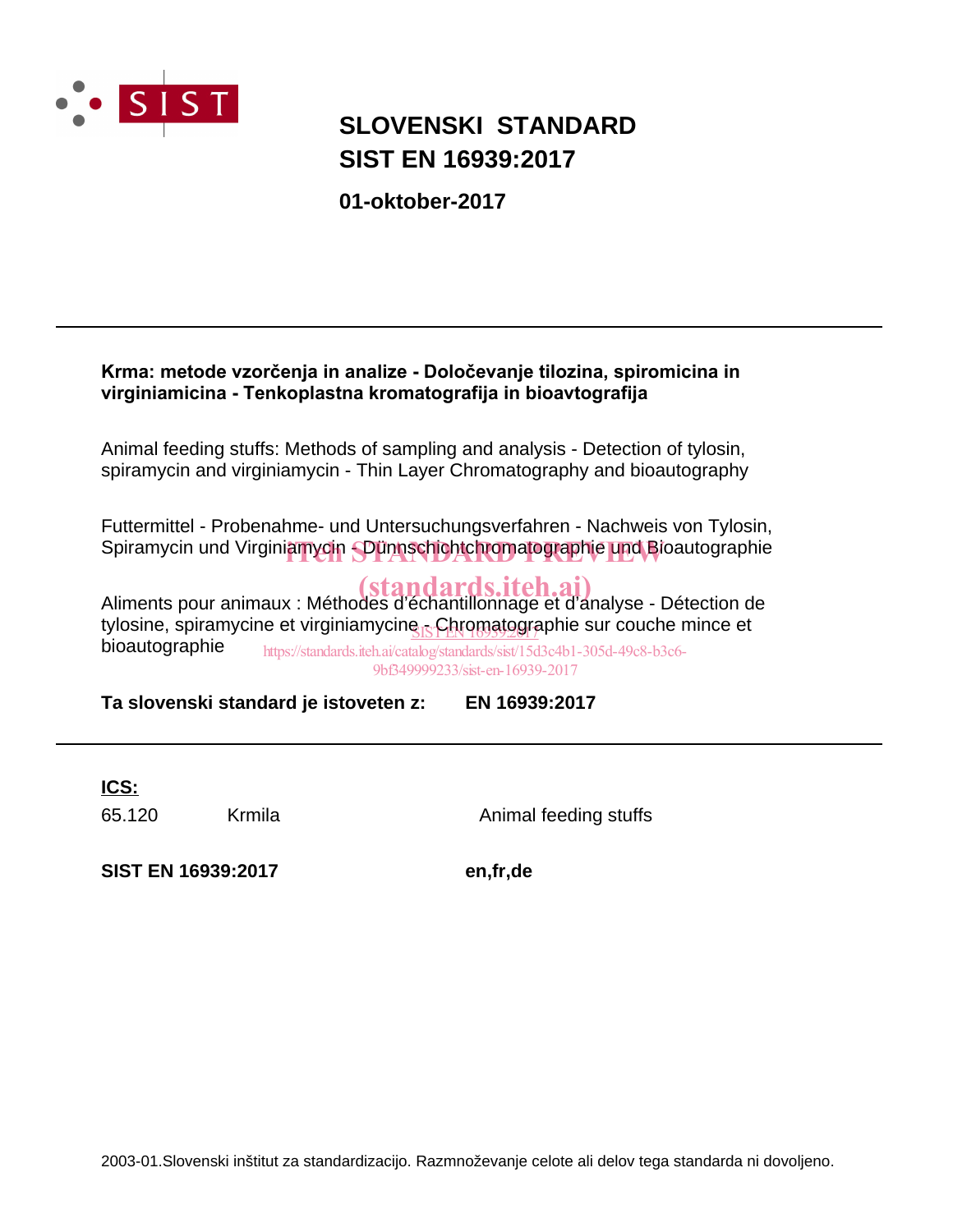# SLOVENSKI STANDARD
# SIST EN 16939:2017

**01-oktober-2017**

---

**Krma: metode vzorčenja in analize - Določevanje tilozina, spiromicina in virginiamicina - Tenkoplastna kromatografija in bioavtografija**

Animal feeding stuffs: Methods of sampling and analysis - Detection of tylosin, spiramycin and virginiamycin - Thin Layer Chromatography and bioautography

Futtermittel - Probenahme- und Untersuchungsverfahren - Nachweis von Tylosin, Spiramycin und Virginiamycin - Dünnschichtchromatographie und Bioautographie

Aliments pour animaux : Méthodes d'échantillonnage et d'analyse - Détection de tylosine, spiramycine et virginiamycine - Chromatographie sur couche mince et bioautographie

**Ta slovenski standard je istoveten z:** **EN 16939:2017**

---

**ICS:**

| | | |
|---|---|---|
| 65.120 | Krmila | Animal feeding stuffs |

**SIST EN 16939:2017** **en,fr,de**

2003-01.Slovenski inštitut za standardizacijo. Razmnoževanje celote ali delov tega standarda ni dovoljeno.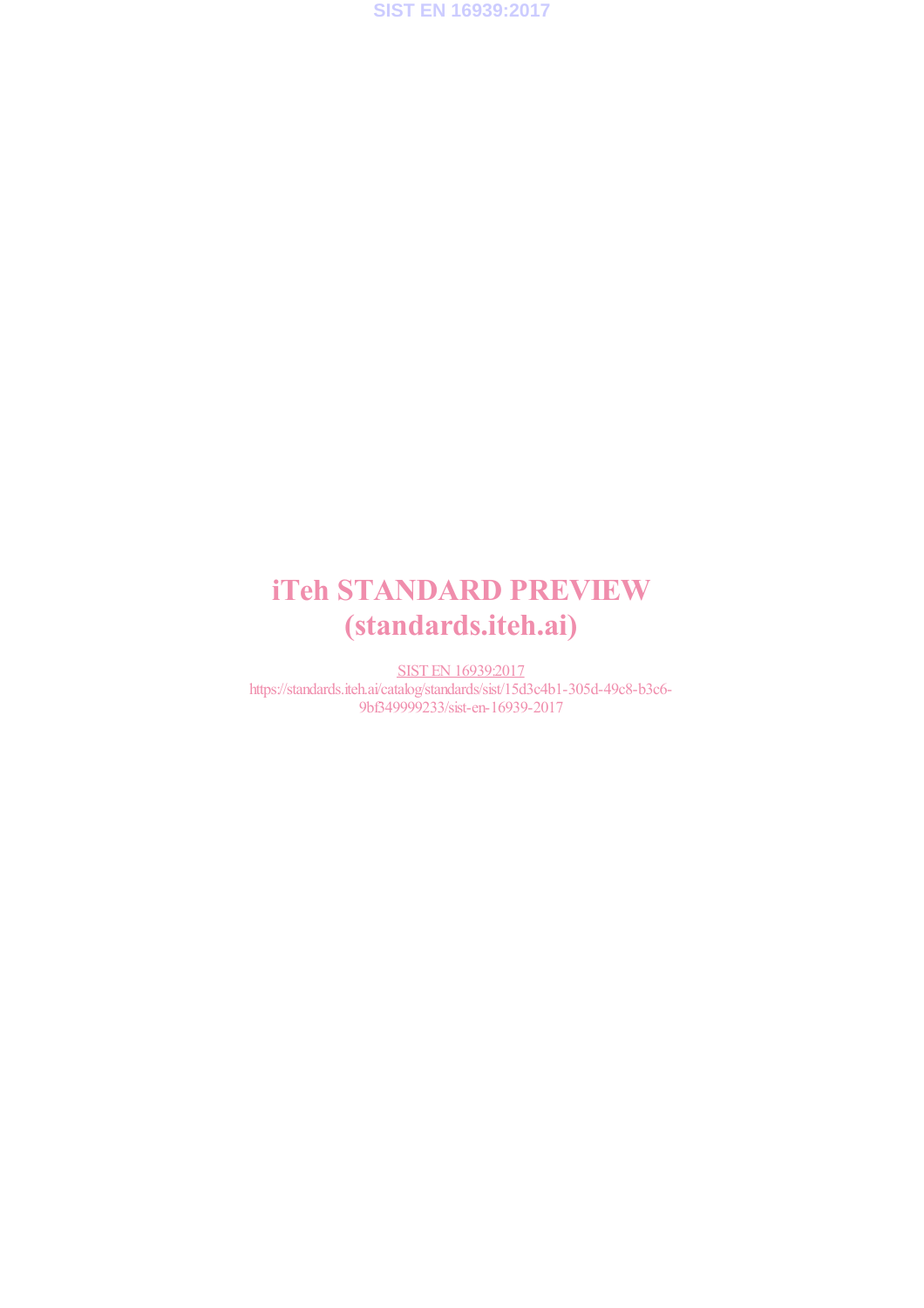# iTeh STANDARD PREVIEW
# (standards.iteh.ai)

SIST EN 16939:2017
https://standards.iteh.ai/catalog/standards/sist/15d3c4b1-305d-49c8-b3c6-9bf349999233/sist-en-16939-2017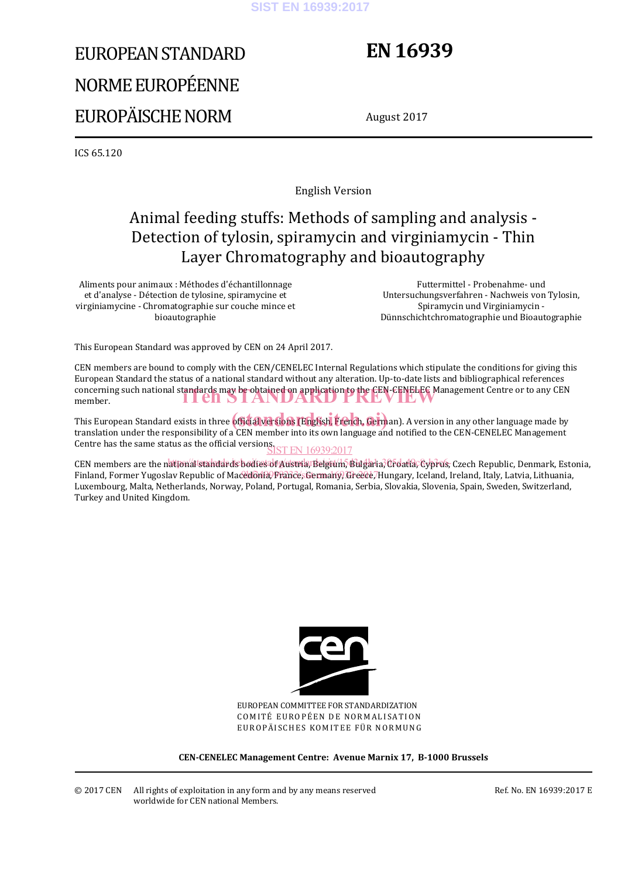# EUROPEAN STANDARD
# NORME EUROPÉENNE
# EUROPÄISCHE NORM

# EN 16939

August 2017

ICS 65.120

English Version

## Animal feeding stuffs: Methods of sampling and analysis - Detection of tylosin, spiramycin and virginiamycin - Thin Layer Chromatography and bioautography

Aliments pour animaux : Méthodes d'échantillonnage et d'analyse - Détection de tylosine, spiramycine et virginiamycine - Chromatographie sur couche mince et bioautographie

Futtermittel - Probenahme- und Untersuchungsverfahren - Nachweis von Tylosin, Spiramycin und Virginiamycin - Dünnschichtchromatographie und Bioautographie

This European Standard was approved by CEN on 24 April 2017.

CEN members are bound to comply with the CEN/CENELEC Internal Regulations which stipulate the conditions for giving this European Standard the status of a national standard without any alteration. Up-to-date lists and bibliographical references concerning such national standards may be obtained on application to the CEN-CENELEC Management Centre or to any CEN member.

This European Standard exists in three official versions (English, French, German). A version in any other language made by translation under the responsibility of a CEN member into its own language and notified to the CEN-CENELEC Management Centre has the same status as the official versions.

CEN members are the national standards bodies of Austria, Belgium, Bulgaria, Croatia, Cyprus, Czech Republic, Denmark, Estonia, Finland, Former Yugoslav Republic of Macedonia, France, Germany, Greece, Hungary, Iceland, Ireland, Italy, Latvia, Lithuania, Luxembourg, Malta, Netherlands, Norway, Poland, Portugal, Romania, Serbia, Slovakia, Slovenia, Spain, Sweden, Switzerland, Turkey and United Kingdom.

EUROPEAN COMMITTEE FOR STANDARDIZATION
COMITÉ EUROPÉEN DE NORMALISATION
EUROPÄISCHES KOMITEE FÜR NORMUNG

**CEN-CENELEC Management Centre: Avenue Marnix 17, B-1000 Brussels**

© 2017 CEN All rights of exploitation in any form and by any means reserved worldwide for CEN national Members.

Ref. No. EN 16939:2017 E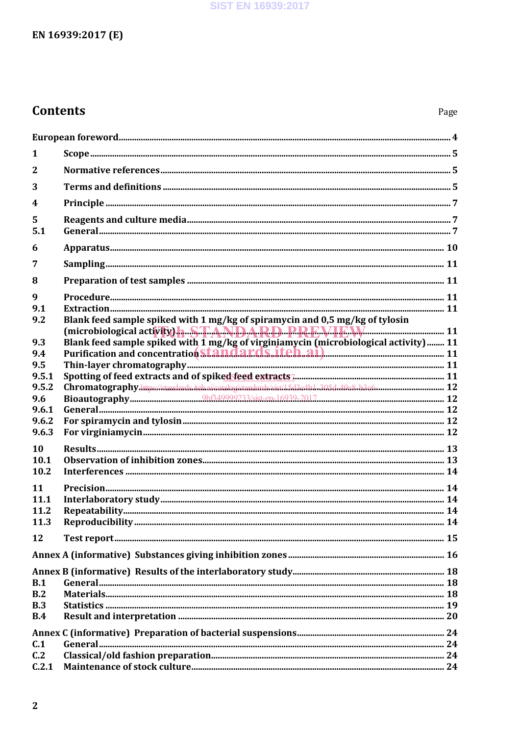# Contents

Page

European foreword ... 4

1 Scope ... 5

2 Normative references ... 5

3 Terms and definitions ... 5

4 Principle ... 7

5 Reagents and culture media ... 7
5.1 General ... 7

6 Apparatus ... 10

7 Sampling ... 11

8 Preparation of test samples ... 11

9 Procedure ... 11
9.1 Extraction ... 11
9.2 Blank feed sample spiked with 1 mg/kg of spiramycin and 0,5 mg/kg of tylosin (microbiological activity) ... 11
9.3 Blank feed sample spiked with 1 mg/kg of virginiamycin (microbiological activity) ... 11
9.4 Purification and concentration ... 11
9.5 Thin-layer chromatography ... 11
9.5.1 Spotting of feed extracts and of spiked feed extracts ... 11
9.5.2 Chromatography ... 12
9.6 Bioautography ... 12
9.6.1 General ... 12
9.6.2 For spiramycin and tylosin ... 12
9.6.3 For virginiamycin ... 12

10 Results ... 13
10.1 Observation of inhibition zones ... 13
10.2 Interferences ... 14

11 Precision ... 14
11.1 Interlaboratory study ... 14
11.2 Repeatability ... 14
11.3 Reproducibility ... 14

12 Test report ... 15

Annex A (informative) Substances giving inhibition zones ... 16

Annex B (informative) Results of the interlaboratory study ... 18
B.1 General ... 18
B.2 Materials ... 18
B.3 Statistics ... 19
B.4 Result and interpretation ... 20

Annex C (informative) Preparation of bacterial suspensions ... 24
C.1 General ... 24
C.2 Classical/old fashion preparation ... 24
C.2.1 Maintenance of stock culture ... 24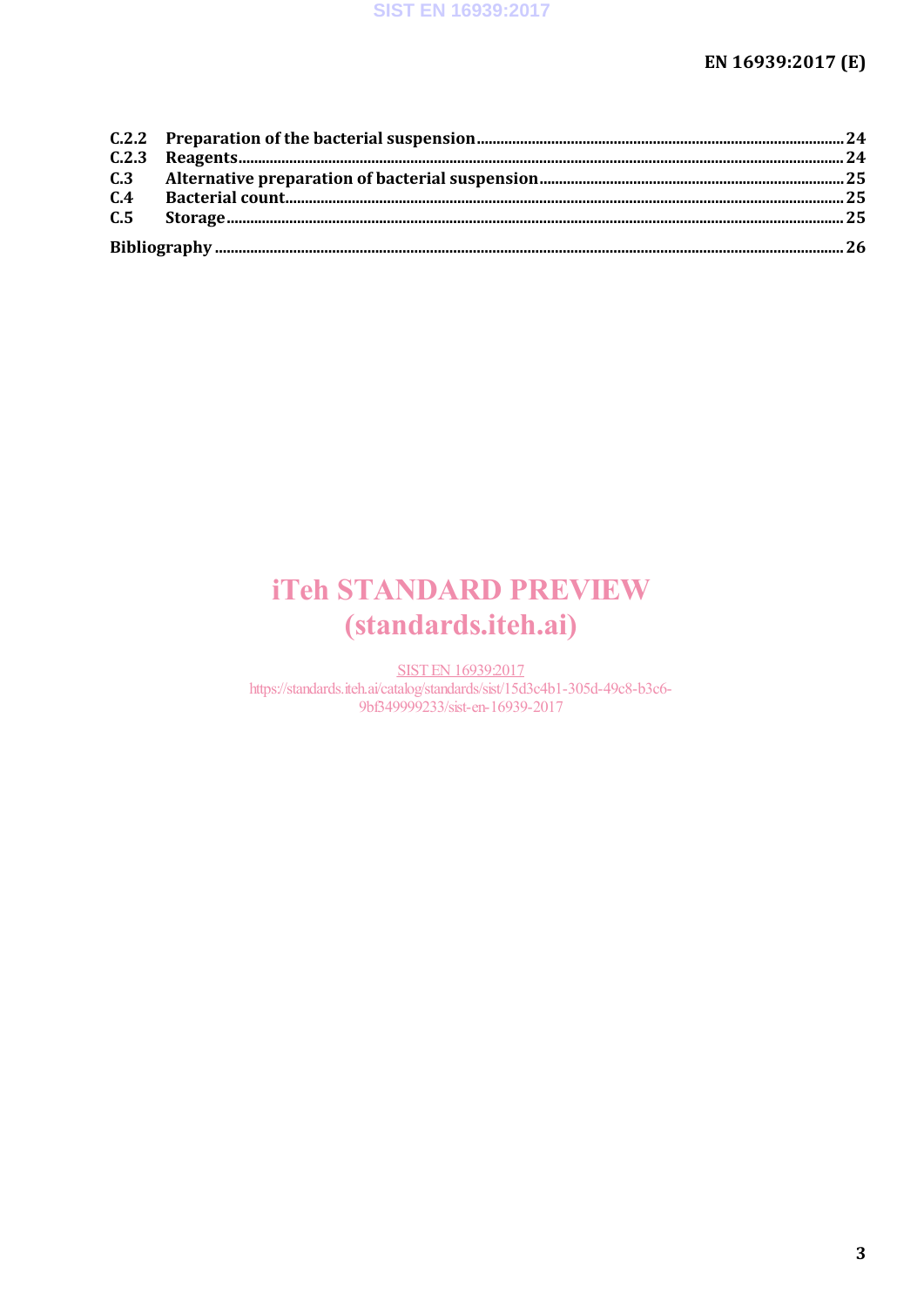C.2.2 Preparation of the bacterial suspension ........ 24
C.2.3 Reagents ........ 24
C.3 Alternative preparation of bacterial suspension ........ 25
C.4 Bacterial count ........ 25
C.5 Storage ........ 25

Bibliography ........ 26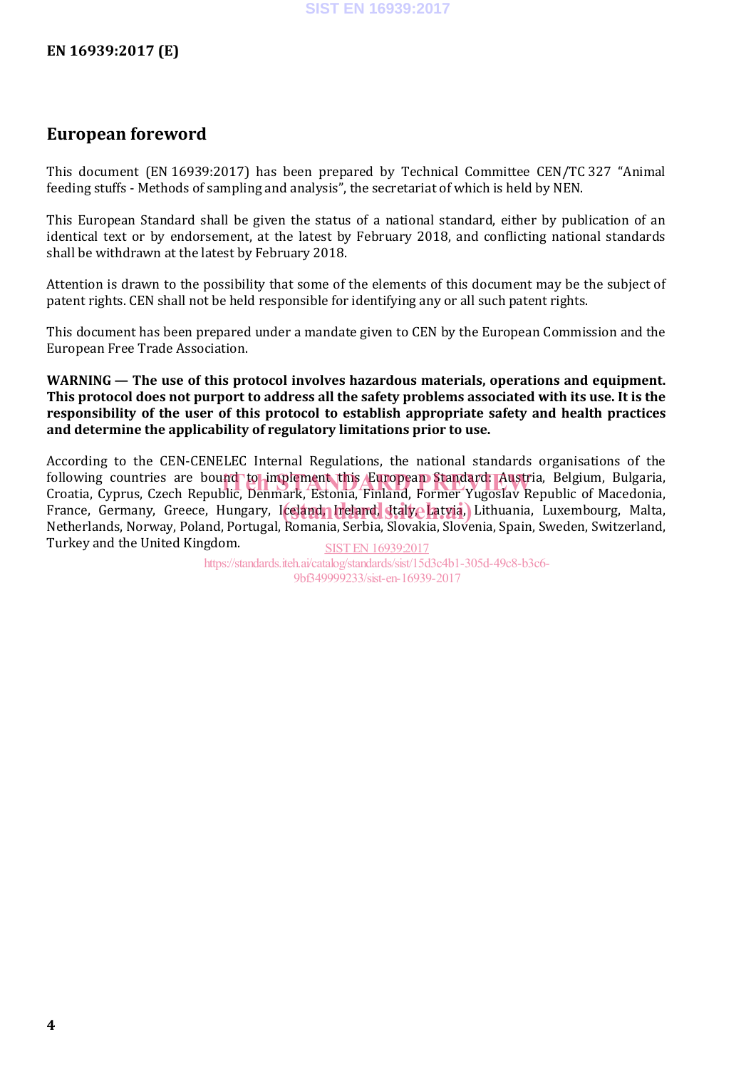## European foreword

This document (EN 16939:2017) has been prepared by Technical Committee CEN/TC 327 "Animal feeding stuffs - Methods of sampling and analysis", the secretariat of which is held by NEN.

This European Standard shall be given the status of a national standard, either by publication of an identical text or by endorsement, at the latest by February 2018, and conflicting national standards shall be withdrawn at the latest by February 2018.

Attention is drawn to the possibility that some of the elements of this document may be the subject of patent rights. CEN shall not be held responsible for identifying any or all such patent rights.

This document has been prepared under a mandate given to CEN by the European Commission and the European Free Trade Association.

**WARNING — The use of this protocol involves hazardous materials, operations and equipment. This protocol does not purport to address all the safety problems associated with its use. It is the responsibility of the user of this protocol to establish appropriate safety and health practices and determine the applicability of regulatory limitations prior to use.**

According to the CEN-CENELEC Internal Regulations, the national standards organisations of the following countries are bound to implement this European Standard: Austria, Belgium, Bulgaria, Croatia, Cyprus, Czech Republic, Denmark, Estonia, Finland, Former Yugoslav Republic of Macedonia, France, Germany, Greece, Hungary, Iceland, Ireland, Italy, Latvia, Lithuania, Luxembourg, Malta, Netherlands, Norway, Poland, Portugal, Romania, Serbia, Slovakia, Slovenia, Spain, Sweden, Switzerland, Turkey and the United Kingdom.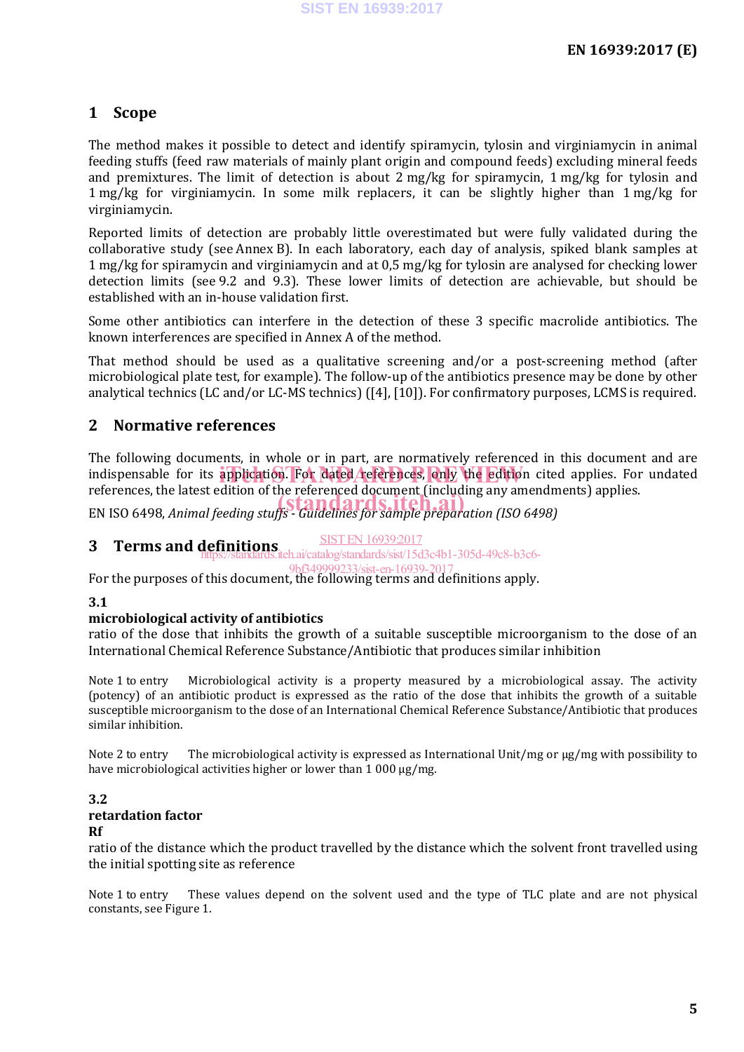## 1 Scope

The method makes it possible to detect and identify spiramycin, tylosin and virginiamycin in animal feeding stuffs (feed raw materials of mainly plant origin and compound feeds) excluding mineral feeds and premixtures. The limit of detection is about 2 mg/kg for spiramycin, 1 mg/kg for tylosin and 1 mg/kg for virginiamycin. In some milk replacers, it can be slightly higher than 1 mg/kg for virginiamycin.

Reported limits of detection are probably little overestimated but were fully validated during the collaborative study (see Annex B). In each laboratory, each day of analysis, spiked blank samples at 1 mg/kg for spiramycin and virginiamycin and at 0,5 mg/kg for tylosin are analysed for checking lower detection limits (see 9.2 and 9.3). These lower limits of detection are achievable, but should be established with an in-house validation first.

Some other antibiotics can interfere in the detection of these 3 specific macrolide antibiotics. The known interferences are specified in Annex A of the method.

That method should be used as a qualitative screening and/or a post-screening method (after microbiological plate test, for example). The follow-up of the antibiotics presence may be done by other analytical technics (LC and/or LC-MS technics) ([4], [10]). For confirmatory purposes, LCMS is required.

## 2 Normative references

The following documents, in whole or in part, are normatively referenced in this document and are indispensable for its application. For dated references, only the edition cited applies. For undated references, the latest edition of the referenced document (including any amendments) applies.

EN ISO 6498, *Animal feeding stuffs - Guidelines for sample preparation (ISO 6498)*

## 3 Terms and definitions

For the purposes of this document, the following terms and definitions apply.

### 3.1
**microbiological activity of antibiotics**

ratio of the dose that inhibits the growth of a suitable susceptible microorganism to the dose of an International Chemical Reference Substance/Antibiotic that produces similar inhibition

Note 1 to entry Microbiological activity is a property measured by a microbiological assay. The activity (potency) of an antibiotic product is expressed as the ratio of the dose that inhibits the growth of a suitable susceptible microorganism to the dose of an International Chemical Reference Substance/Antibiotic that produces similar inhibition.

Note 2 to entry The microbiological activity is expressed as International Unit/mg or µg/mg with possibility to have microbiological activities higher or lower than 1 000 µg/mg.

### 3.2
**retardation factor**

**Rf**

ratio of the distance which the product travelled by the distance which the solvent front travelled using the initial spotting site as reference

Note 1 to entry These values depend on the solvent used and the type of TLC plate and are not physical constants, see Figure 1.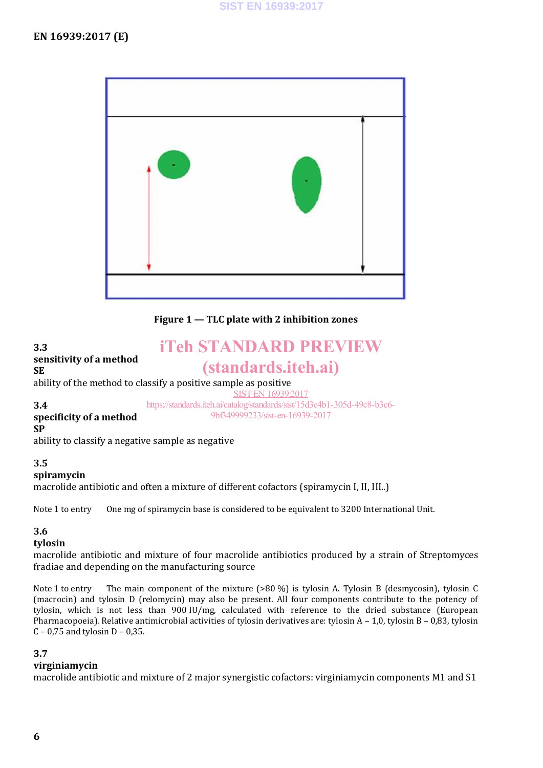**Figure 1 — TLC plate with 2 inhibition zones**

**3.3**
**sensitivity of a method**
**SE**
ability of the method to classify a positive sample as positive

**3.4**
**specificity of a method**
**SP**
ability to classify a negative sample as negative

**3.5**
**spiramycin**
macrolide antibiotic and often a mixture of different cofactors (spiramycin I, II, III..)

Note 1 to entry One mg of spiramycin base is considered to be equivalent to 3200 International Unit.

**3.6**
**tylosin**
macrolide antibiotic and mixture of four macrolide antibiotics produced by a strain of Streptomyces fradiae and depending on the manufacturing source

Note 1 to entry The main component of the mixture (>80 %) is tylosin A. Tylosin B (desmycosin), tylosin C (macrocin) and tylosin D (relomycin) may also be present. All four components contribute to the potency of tylosin, which is not less than 900 IU/mg, calculated with reference to the dried substance (European Pharmacopoeia). Relative antimicrobial activities of tylosin derivatives are: tylosin A – 1,0, tylosin B – 0,83, tylosin C – 0,75 and tylosin D – 0,35.

**3.7**
**virginiamycin**
macrolide antibiotic and mixture of 2 major synergistic cofactors: virginiamycin components M1 and S1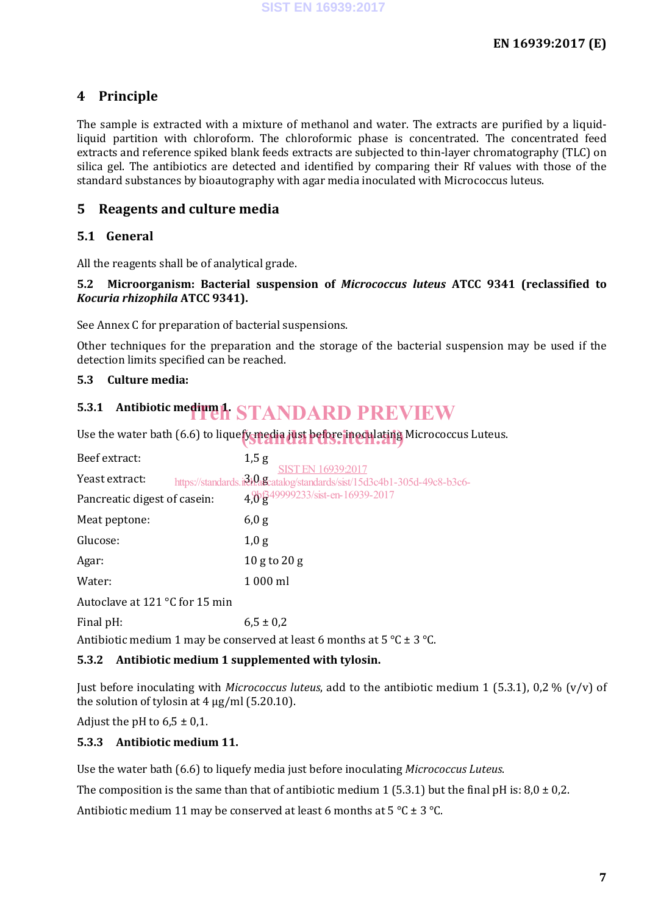## 4 Principle

The sample is extracted with a mixture of methanol and water. The extracts are purified by a liquid-liquid partition with chloroform. The chloroformic phase is concentrated. The concentrated feed extracts and reference spiked blank feeds extracts are subjected to thin-layer chromatography (TLC) on silica gel. The antibiotics are detected and identified by comparing their Rf values with those of the standard substances by bioautography with agar media inoculated with Micrococcus luteus.

## 5 Reagents and culture media

### 5.1 General

All the reagents shall be of analytical grade.

**5.2 Microorganism: Bacterial suspension of *Micrococcus luteus* ATCC 9341 (reclassified to *Kocuria rhizophila* ATCC 9341).**

See Annex C for preparation of bacterial suspensions.

Other techniques for the preparation and the storage of the bacterial suspension may be used if the detection limits specified can be reached.

**5.3 Culture media:**

**5.3.1 Antibiotic medium 1.**

Use the water bath (6.6) to liquefy media just before inoculating Micrococcus Luteus.

| | |
|---|---|
| Beef extract: | 1,5 g |
| Yeast extract: | 3,0 g |
| Pancreatic digest of casein: | 4,0 g |
| Meat peptone: | 6,0 g |
| Glucose: | 1,0 g |
| Agar: | 10 g to 20 g |
| Water: | 1 000 ml |
| Autoclave at 121 °C for 15 min | |
| Final pH: | 6,5 ± 0,2 |

Antibiotic medium 1 may be conserved at least 6 months at 5 °C ± 3 °C.

**5.3.2 Antibiotic medium 1 supplemented with tylosin.**

Just before inoculating with *Micrococcus luteus*, add to the antibiotic medium 1 (5.3.1), 0,2 % (v/v) of the solution of tylosin at 4 µg/ml (5.20.10).

Adjust the pH to 6,5 ± 0,1.

**5.3.3 Antibiotic medium 11.**

Use the water bath (6.6) to liquefy media just before inoculating *Micrococcus Luteus*.

The composition is the same than that of antibiotic medium 1 (5.3.1) but the final pH is: 8,0 ± 0,2.

Antibiotic medium 11 may be conserved at least 6 months at 5 °C ± 3 °C.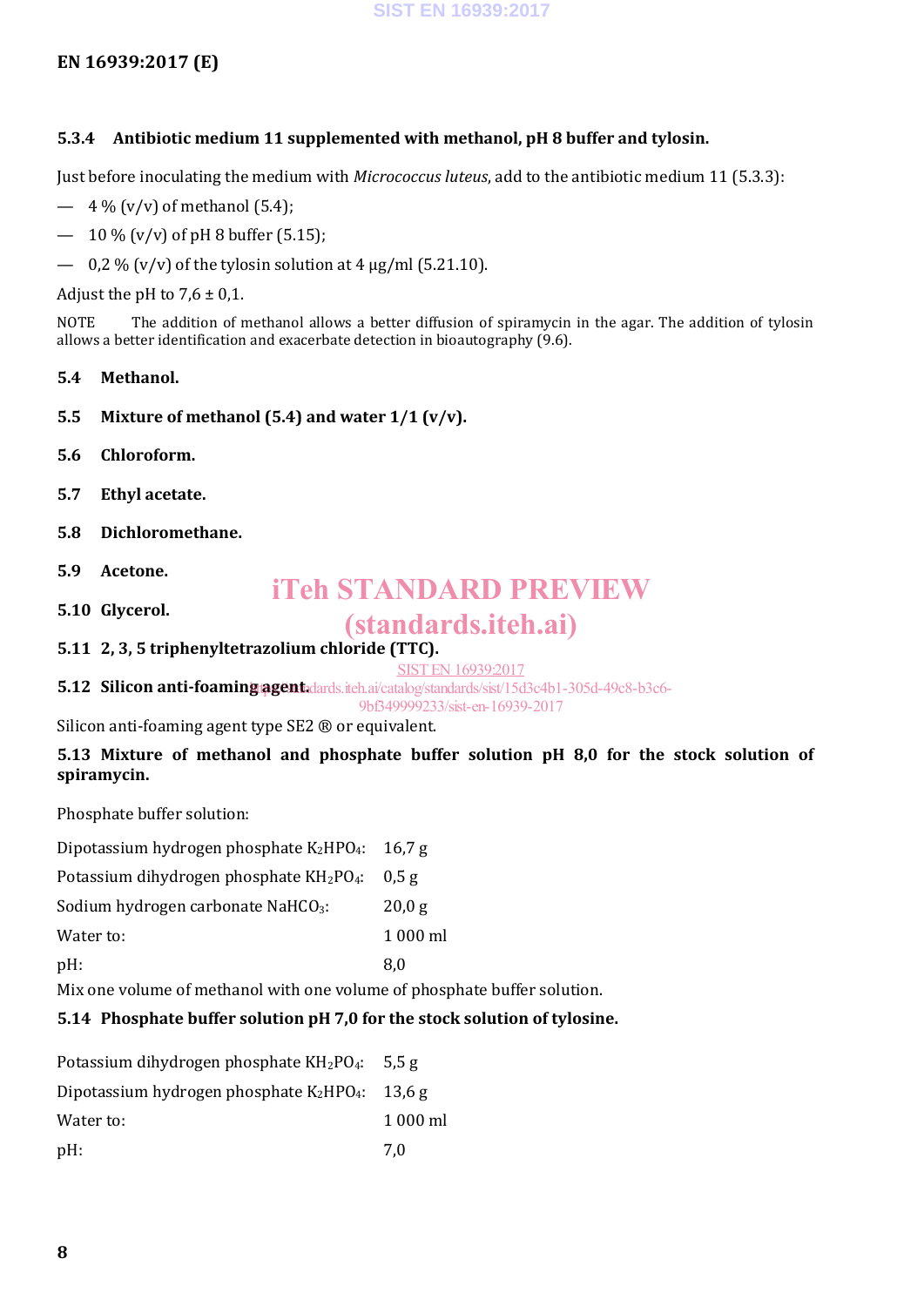#### 5.3.4 Antibiotic medium 11 supplemented with methanol, pH 8 buffer and tylosin.

Just before inoculating the medium with *Micrococcus luteus*, add to the antibiotic medium 11 (5.3.3):

— 4 % (v/v) of methanol (5.4);

— 10 % (v/v) of pH 8 buffer (5.15);

— 0,2 % (v/v) of the tylosin solution at 4 µg/ml (5.21.10).

Adjust the pH to 7,6 ± 0,1.

NOTE The addition of methanol allows a better diffusion of spiramycin in the agar. The addition of tylosin allows a better identification and exacerbate detection in bioautography (9.6).

### 5.4 Methanol.

### 5.5 Mixture of methanol (5.4) and water 1/1 (v/v).

### 5.6 Chloroform.

### 5.7 Ethyl acetate.

### 5.8 Dichloromethane.

### 5.9 Acetone.

### 5.10 Glycerol.

### 5.11 2, 3, 5 triphenyltetrazolium chloride (TTC).

### 5.12 Silicon anti-foaming agent.

Silicon anti-foaming agent type SE2 ® or equivalent.

### 5.13 Mixture of methanol and phosphate buffer solution pH 8,0 for the stock solution of spiramycin.

Phosphate buffer solution:

| | |
|---|---|
| Dipotassium hydrogen phosphate $K_2HPO_4$: | 16,7 g |
| Potassium dihydrogen phosphate $KH_2PO_4$: | 0,5 g |
| Sodium hydrogen carbonate $NaHCO_3$: | 20,0 g |
| Water to: | 1 000 ml |
| pH: | 8,0 |

Mix one volume of methanol with one volume of phosphate buffer solution.

### 5.14 Phosphate buffer solution pH 7,0 for the stock solution of tylosine.

| | |
|---|---|
| Potassium dihydrogen phosphate $KH_2PO_4$: | 5,5 g |
| Dipotassium hydrogen phosphate $K_2HPO_4$: | 13,6 g |
| Water to: | 1 000 ml |
| pH: | 7,0 |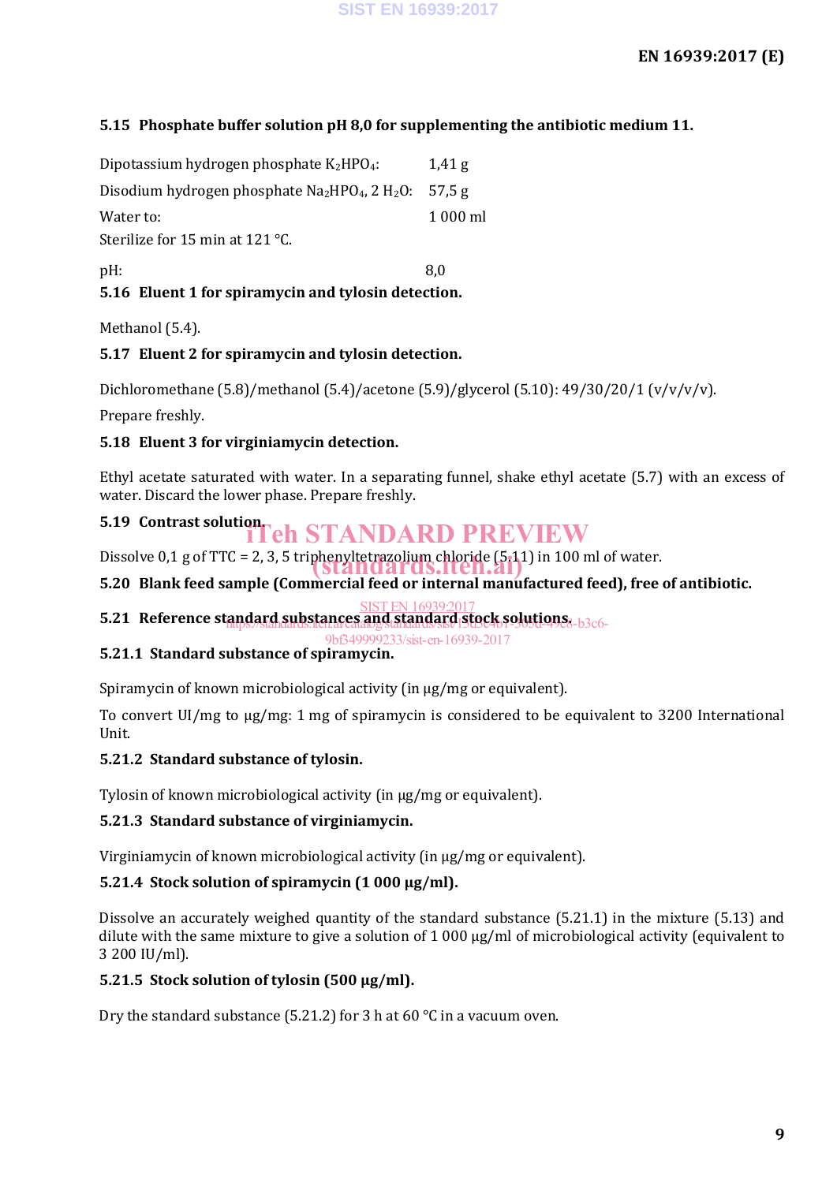### 5.15 Phosphate buffer solution pH 8,0 for supplementing the antibiotic medium 11.

| | |
|---|---|
| Dipotassium hydrogen phosphate $K_2HPO_4$: | 1,41 g |
| Disodium hydrogen phosphate $Na_2HPO_4$, 2 $H_2O$: | 57,5 g |
| Water to: | 1 000 ml |

Sterilize for 15 min at 121 °C.

| | |
|---|---|
| pH: | 8,0 |

### 5.16 Eluent 1 for spiramycin and tylosin detection.

Methanol (5.4).

### 5.17 Eluent 2 for spiramycin and tylosin detection.

Dichloromethane (5.8)/methanol (5.4)/acetone (5.9)/glycerol (5.10): 49/30/20/1 (v/v/v/v).

Prepare freshly.

### 5.18 Eluent 3 for virginiamycin detection.

Ethyl acetate saturated with water. In a separating funnel, shake ethyl acetate (5.7) with an excess of water. Discard the lower phase. Prepare freshly.

### 5.19 Contrast solution.

Dissolve 0,1 g of TTC = 2, 3, 5 triphenyltetrazolium chloride (5.11) in 100 ml of water.

### 5.20 Blank feed sample (Commercial feed or internal manufactured feed), free of antibiotic.

### 5.21 Reference standard substances and standard stock solutions.

#### 5.21.1 Standard substance of spiramycin.

Spiramycin of known microbiological activity (in µg/mg or equivalent).

To convert UI/mg to µg/mg: 1 mg of spiramycin is considered to be equivalent to 3200 International Unit.

#### 5.21.2 Standard substance of tylosin.

Tylosin of known microbiological activity (in µg/mg or equivalent).

#### 5.21.3 Standard substance of virginiamycin.

Virginiamycin of known microbiological activity (in µg/mg or equivalent).

#### 5.21.4 Stock solution of spiramycin (1 000 µg/ml).

Dissolve an accurately weighed quantity of the standard substance (5.21.1) in the mixture (5.13) and dilute with the same mixture to give a solution of 1 000 µg/ml of microbiological activity (equivalent to 3 200 IU/ml).

#### 5.21.5 Stock solution of tylosin (500 µg/ml).

Dry the standard substance (5.21.2) for 3 h at 60 °C in a vacuum oven.